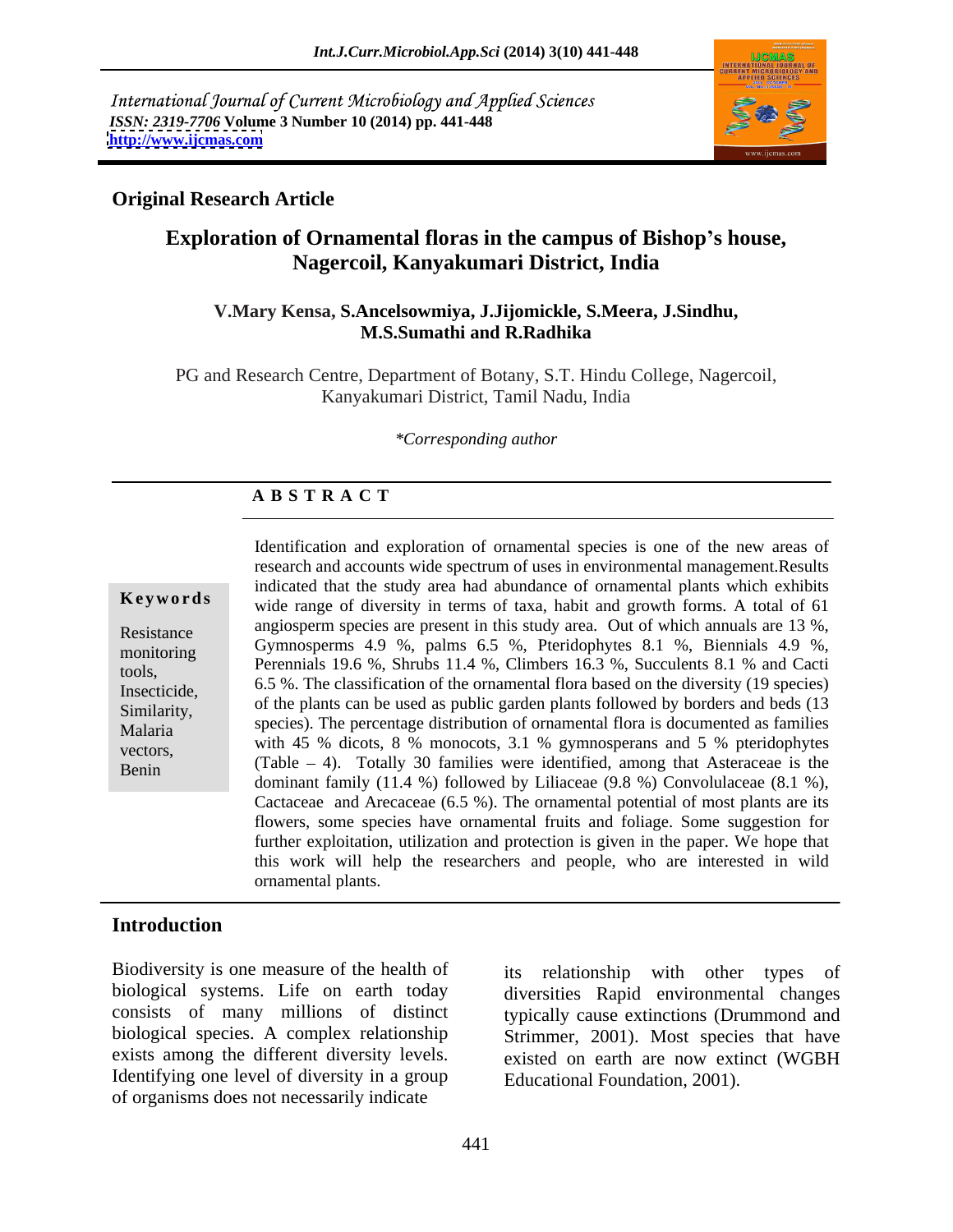*International Journal of Current Microbiology and Applied Sciences*
*ISSN: 2319-7706* **Volume 3 Number 10 (2014) pp. 441-448**
**http://www.ijcmas.com**

**Original Research Article**

# Exploration of Ornamental floras in the campus of Bishop's house, Nagercoil, Kanyakumari District, India

**V.Mary Kensa, S.Ancelsowmiya, J.Jijomickle, S.Meera, J.Sindhu, M.S.Sumathi and R.Radhika**

PG and Research Centre, Department of Botany, S.T. Hindu College, Nagercoil, Kanyakumari District, Tamil Nadu, India

*\*Corresponding author*

## A B S T R A C T

**Keywords**

Resistance monitoring tools, Insecticide, Similarity, Malaria vectors, Benin

Identification and exploration of ornamental species is one of the new areas of research and accounts wide spectrum of uses in environmental management.Results indicated that the study area had abundance of ornamental plants which exhibits wide range of diversity in terms of taxa, habit and growth forms. A total of 61 angiosperm species are present in this study area. Out of which annuals are 13 %, Gymnosperms 4.9 %, palms 6.5 %, Pteridophytes 8.1 %, Biennials 4.9 %, Perennials 19.6 %, Shrubs 11.4 %, Climbers 16.3 %, Succulents 8.1 % and Cacti 6.5 %. The classification of the ornamental flora based on the diversity (19 species) of the plants can be used as public garden plants followed by borders and beds (13 species). The percentage distribution of ornamental flora is documented as families with 45 % dicots, 8 % monocots, 3.1 % gymnosperans and 5 % pteridophytes (Table – 4). Totally 30 families were identified, among that Asteraceae is the dominant family (11.4 %) followed by Liliaceae (9.8 %) Convolulaceae (8.1 %), Cactaceae and Arecaceae (6.5 %). The ornamental potential of most plants are its flowers, some species have ornamental fruits and foliage. Some suggestion for further exploitation, utilization and protection is given in the paper. We hope that this work will help the researchers and people, who are interested in wild ornamental plants.

## Introduction

Biodiversity is one measure of the health of biological systems. Life on earth today consists of many millions of distinct biological species. A complex relationship exists among the different diversity levels. Identifying one level of diversity in a group of organisms does not necessarily indicate its relationship with other types of diversities Rapid environmental changes typically cause extinctions (Drummond and Strimmer, 2001). Most species that have existed on earth are now extinct (WGBH Educational Foundation, 2001).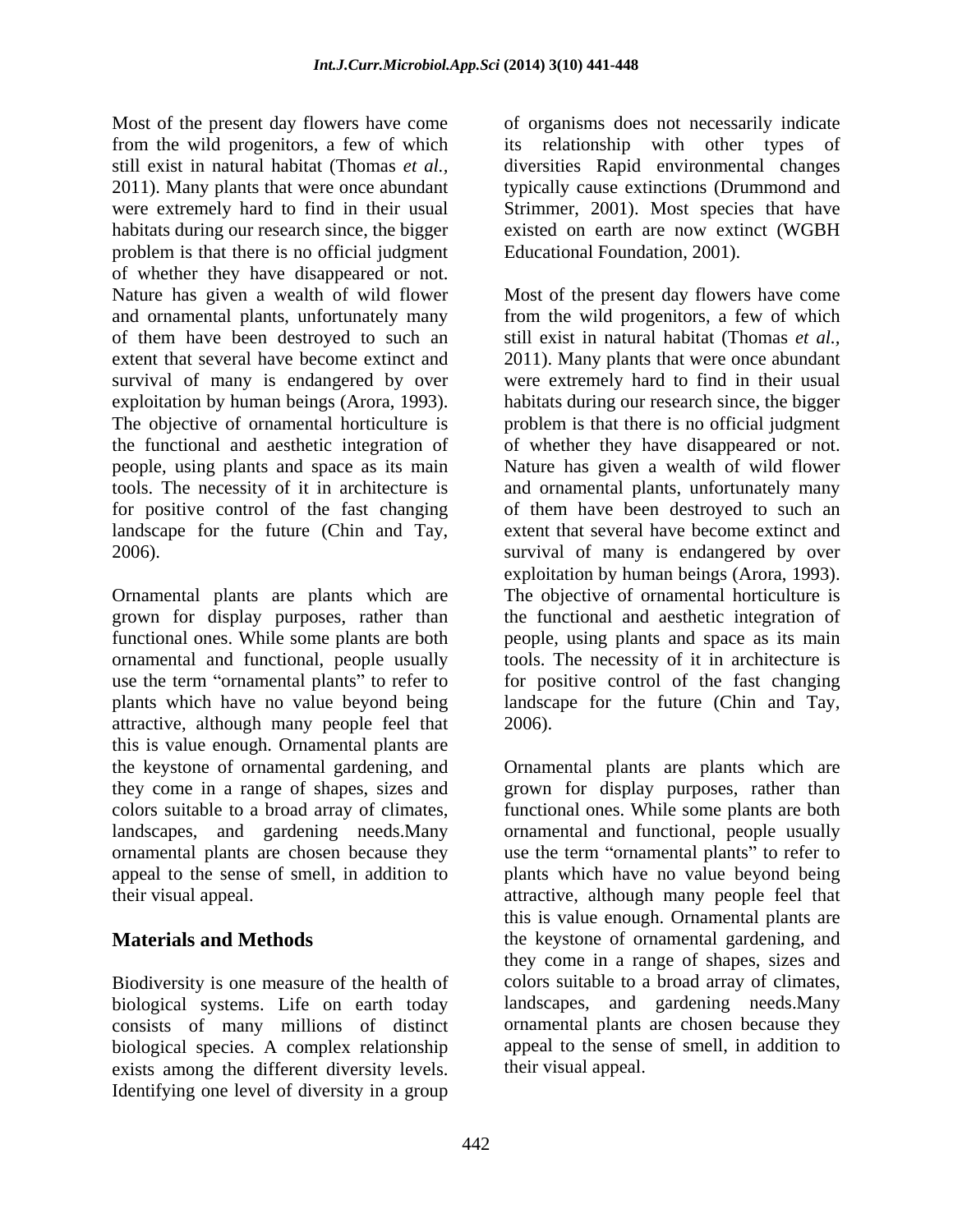Most of the present day flowers have come from the wild progenitors, a few of which still exist in natural habitat (Thomas *et al.*, 2011). Many plants that were once abundant were extremely hard to find in their usual habitats during our research since, the bigger problem is that there is no official judgment of whether they have disappeared or not. Nature has given a wealth of wild flower and ornamental plants, unfortunately many of them have been destroyed to such an extent that several have become extinct and survival of many is endangered by over exploitation by human beings (Arora, 1993). The objective of ornamental horticulture is the functional and aesthetic integration of people, using plants and space as its main tools. The necessity of it in architecture is for positive control of the fast changing landscape for the future (Chin and Tay, 2006).

Ornamental plants are plants which are grown for display purposes, rather than functional ones. While some plants are both ornamental and functional, people usually use the term "ornamental plants" to refer to plants which have no value beyond being attractive, although many people feel that this is value enough. Ornamental plants are the keystone of ornamental gardening, and they come in a range of shapes, sizes and colors suitable to a broad array of climates, landscapes, and gardening needs.Many ornamental plants are chosen because they appeal to the sense of smell, in addition to their visual appeal.

## Materials and Methods

Biodiversity is one measure of the health of biological systems. Life on earth today consists of many millions of distinct biological species. A complex relationship exists among the different diversity levels. Identifying one level of diversity in a group of organisms does not necessarily indicate its relationship with other types of diversities Rapid environmental changes typically cause extinctions (Drummond and Strimmer, 2001). Most species that have existed on earth are now extinct (WGBH Educational Foundation, 2001).

Most of the present day flowers have come from the wild progenitors, a few of which still exist in natural habitat (Thomas *et al.*, 2011). Many plants that were once abundant were extremely hard to find in their usual habitats during our research since, the bigger problem is that there is no official judgment of whether they have disappeared or not. Nature has given a wealth of wild flower and ornamental plants, unfortunately many of them have been destroyed to such an extent that several have become extinct and survival of many is endangered by over exploitation by human beings (Arora, 1993). The objective of ornamental horticulture is the functional and aesthetic integration of people, using plants and space as its main tools. The necessity of it in architecture is for positive control of the fast changing landscape for the future (Chin and Tay, 2006).

Ornamental plants are plants which are grown for display purposes, rather than functional ones. While some plants are both ornamental and functional, people usually use the term "ornamental plants" to refer to plants which have no value beyond being attractive, although many people feel that this is value enough. Ornamental plants are the keystone of ornamental gardening, and they come in a range of shapes, sizes and colors suitable to a broad array of climates, landscapes, and gardening needs.Many ornamental plants are chosen because they appeal to the sense of smell, in addition to their visual appeal.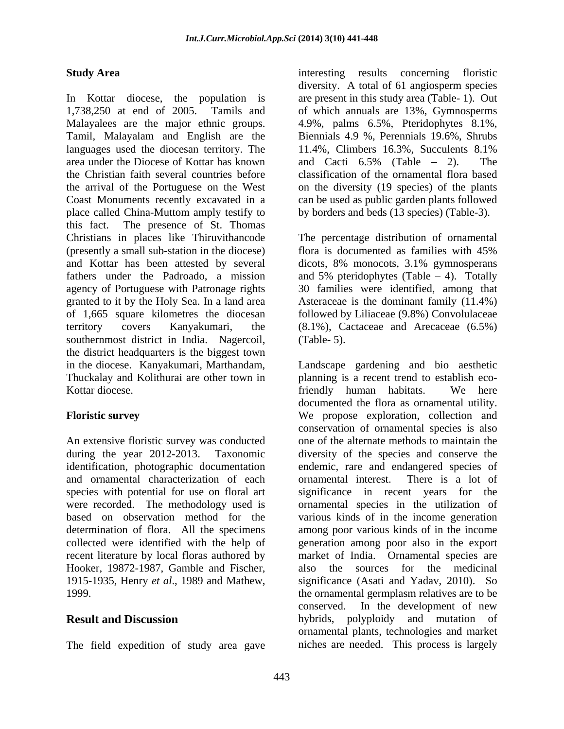## Study Area

In Kottar diocese, the population is 1,738,250 at end of 2005. Tamils and Malayalees are the major ethnic groups. Tamil, Malayalam and English are the languages used the diocesan territory. The area under the Diocese of Kottar has known the Christian faith several countries before the arrival of the Portuguese on the West Coast Monuments recently excavated in a place called China-Muttom amply testify to this fact. The presence of St. Thomas Christians in places like Thiruvithancode (presently a small sub-station in the diocese) and Kottar has been attested by several fathers under the Padroado, a mission agency of Portuguese with Patronage rights granted to it by the Holy Sea. In a land area of 1,665 square kilometres the diocesan territory covers Kanyakumari, the southernmost district in India. Nagercoil, the district headquarters is the biggest town in the diocese. Kanyakumari, Marthandam, Thuckalay and Kolithurai are other town in Kottar diocese.

## Floristic survey

An extensive floristic survey was conducted during the year 2012-2013. Taxonomic identification, photographic documentation and ornamental characterization of each species with potential for use on floral art were recorded. The methodology used is based on observation method for the determination of flora. All the specimens collected were identified with the help of recent literature by local floras authored by Hooker, 19872-1987, Gamble and Fischer, 1915-1935, Henry *et al*., 1989 and Mathew, 1999.

## Result and Discussion

The field expedition of study area gave interesting results concerning floristic diversity. A total of 61 angiosperm species are present in this study area (Table- 1). Out of which annuals are 13%, Gymnosperms 4.9%, palms 6.5%, Pteridophytes 8.1%, Biennials 4.9 %, Perennials 19.6%, Shrubs 11.4%, Climbers 16.3%, Succulents 8.1% and Cacti 6.5% (Table – 2). The classification of the ornamental flora based on the diversity (19 species) of the plants can be used as public garden plants followed by borders and beds (13 species) (Table-3).

The percentage distribution of ornamental flora is documented as families with 45% dicots, 8% monocots, 3.1% gymnosperans and 5% pteridophytes (Table – 4). Totally 30 families were identified, among that Asteraceae is the dominant family (11.4%) followed by Liliaceae (9.8%) Convolulaceae (8.1%), Cactaceae and Arecaceae (6.5%) (Table- 5).

Landscape gardening and bio aesthetic planning is a recent trend to establish eco-friendly human habitats. We here documented the flora as ornamental utility. We propose exploration, collection and conservation of ornamental species is also one of the alternate methods to maintain the diversity of the species and conserve the endemic, rare and endangered species of ornamental interest. There is a lot of significance in recent years for the ornamental species in the utilization of various kinds of in the income generation among poor various kinds of in the income generation among poor also in the export market of India. Ornamental species are also the sources for the medicinal significance (Asati and Yadav, 2010). So the ornamental germplasm relatives are to be conserved. In the development of new hybrids, polyploidy and mutation of ornamental plants, technologies and market niches are needed. This process is largely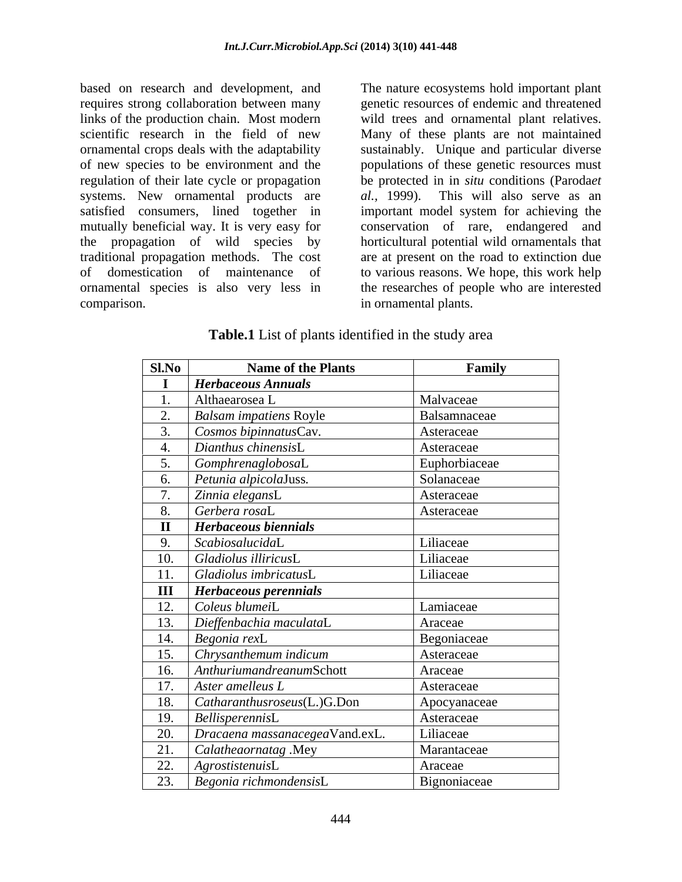based on research and development, and requires strong collaboration between many links of the production chain. Most modern scientific research in the field of new ornamental crops deals with the adaptability of new species to be environment and the regulation of their late cycle or propagation systems. New ornamental products are satisfied consumers, lined together in mutually beneficial way. It is very easy for the propagation of wild species by traditional propagation methods. The cost of domestication of maintenance of ornamental species is also very less in comparison.

The nature ecosystems hold important plant genetic resources of endemic and threatened wild trees and ornamental plant relatives. Many of these plants are not maintained sustainably. Unique and particular diverse populations of these genetic resources must be protected in in *situ* conditions (Paroda*et al.*, 1999). This will also serve as an important model system for achieving the conservation of rare, endangered and horticultural potential wild ornamentals that are at present on the road to extinction due to various reasons. We hope, this work help the researches of people who are interested in ornamental plants.

**Table.1** List of plants identified in the study area

| Sl.No | Name of the Plants | Family |
|---|---|---|
| **I** | ***Herbaceous Annuals*** | |
| 1. | Althaearosea L | Malvaceae |
| 2. | *Balsam impatiens* Royle | Balsamnaceae |
| 3. | *Cosmos bipinnatus*Cav. | Asteraceae |
| 4. | *Dianthus chinensis*L | Asteraceae |
| 5. | *Gomphrenaglobosa*L | Euphorbiaceae |
| 6. | *Petunia alpicola*Juss. | Solanaceae |
| 7. | *Zinnia elegans*L | Asteraceae |
| 8. | *Gerbera rosa*L | Asteraceae |
| **II** | ***Herbaceous biennials*** | |
| 9. | *Scabiosalucida*L | Liliaceae |
| 10. | *Gladiolus illiricus*L | Liliaceae |
| 11. | *Gladiolus imbricatus*L | Liliaceae |
| **III** | ***Herbaceous perennials*** | |
| 12. | *Coleus blumei*L | Lamiaceae |
| 13. | *Dieffenbachia maculata*L | Araceae |
| 14. | *Begonia rex*L | Begoniaceae |
| 15. | *Chrysanthemum indicum* | Asteraceae |
| 16. | *Anthuriumandreanum*Schott | Araceae |
| 17. | *Aster amelleus L* | Asteraceae |
| 18. | *Catharanthusroseus*(L.)G.Don | Apocyanaceae |
| 19. | *Bellisperennis*L | Asteraceae |
| 20. | *Dracaena massanacegea*Vand.exL. | Liliaceae |
| 21. | *Calatheaornatag* .Mey | Marantaceae |
| 22. | *Agrostistenuis*L | Araceae |
| 23. | *Begonia richmondensis*L | Bignoniaceae |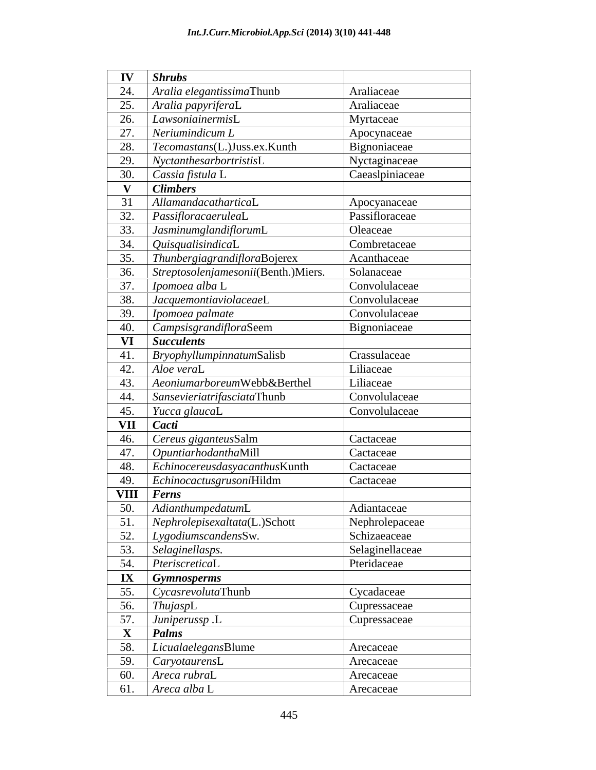| IV | *Shrubs* | |
|---|---|---|
| 24. | *Aralia elegantissima*Thunb | Araliaceae |
| 25. | *Aralia papyrifera*L | Araliaceae |
| 26. | *Lawsoniainermis*L | Myrtaceae |
| 27. | *Neriumindicum L* | Apocynaceae |
| 28. | *Tecomastans*(L.)Juss.ex.Kunth | Bignoniaceae |
| 29. | *Nyctanthesarbortristis*L | Nyctaginaceae |
| 30. | *Cassia fistula* L | Caeaslpiniaceae |
| **V** | ***Climbers*** | |
| 31 | *Allamandacathartica*L | Apocyanaceae |
| 32. | *Passifloracaerulea*L | Passifloraceae |
| 33. | *Jasminumglandiflorum*L | Oleaceae |
| 34. | *Quisqualisindica*L | Combretaceae |
| 35. | *Thunbergiagrandiflora*Bojerex | Acanthaceae |
| 36. | *Streptosolenjamesonii*(Benth.)Miers. | Solanaceae |
| 37. | *Ipomoea alba* L | Convolulaceae |
| 38. | *Jacquemontiaviolaceae*L | Convolulaceae |
| 39. | *Ipomoea palmate* | Convolulaceae |
| 40. | *Campsisgrandiflora*Seem | Bignoniaceae |
| **VI** | ***Succulents*** | |
| 41. | *Bryophyllumpinnatum*Salisb | Crassulaceae |
| 42. | *Aloe vera*L | Liliaceae |
| 43. | *Aeoniumarboreum*Webb&Berthel | Liliaceae |
| 44. | *Sansevieriatrifasciata*Thunb | Convolulaceae |
| 45. | *Yucca glauca*L | Convolulaceae |
| **VII** | ***Cacti*** | |
| 46. | *Cereus giganteus*Salm | Cactaceae |
| 47. | *Opuntiarhodantha*Mill | Cactaceae |
| 48. | *Echinocereusdasyacanthus*Kunth | Cactaceae |
| 49. | *Echinocactusgrusoni*Hildm | Cactaceae |
| **VIII** | ***Ferns*** | |
| 50. | *Adianthumpedatum*L | Adiantaceae |
| 51. | *Nephrolepisexaltata*(L.)Schott | Nephrolepaceae |
| 52. | *Lygodiumscandens*Sw. | Schizaeaceae |
| 53. | *Selaginellasps.* | Selaginellaceae |
| 54. | *Pteriscretica*L | Pteridaceae |
| **IX** | ***Gymnosperms*** | |
| 55. | *Cycasrevoluta*Thunb | Cycadaceae |
| 56. | *Thujasp*L | Cupressaceae |
| 57. | *Juniperussp* .L | Cupressaceae |
| **X** | ***Palms*** | |
| 58. | *Licualaelegans*Blume | Arecaceae |
| 59. | *Caryotaurens*L | Arecaceae |
| 60. | *Areca rubra*L | Arecaceae |
| 61. | *Areca alba* L | Arecaceae |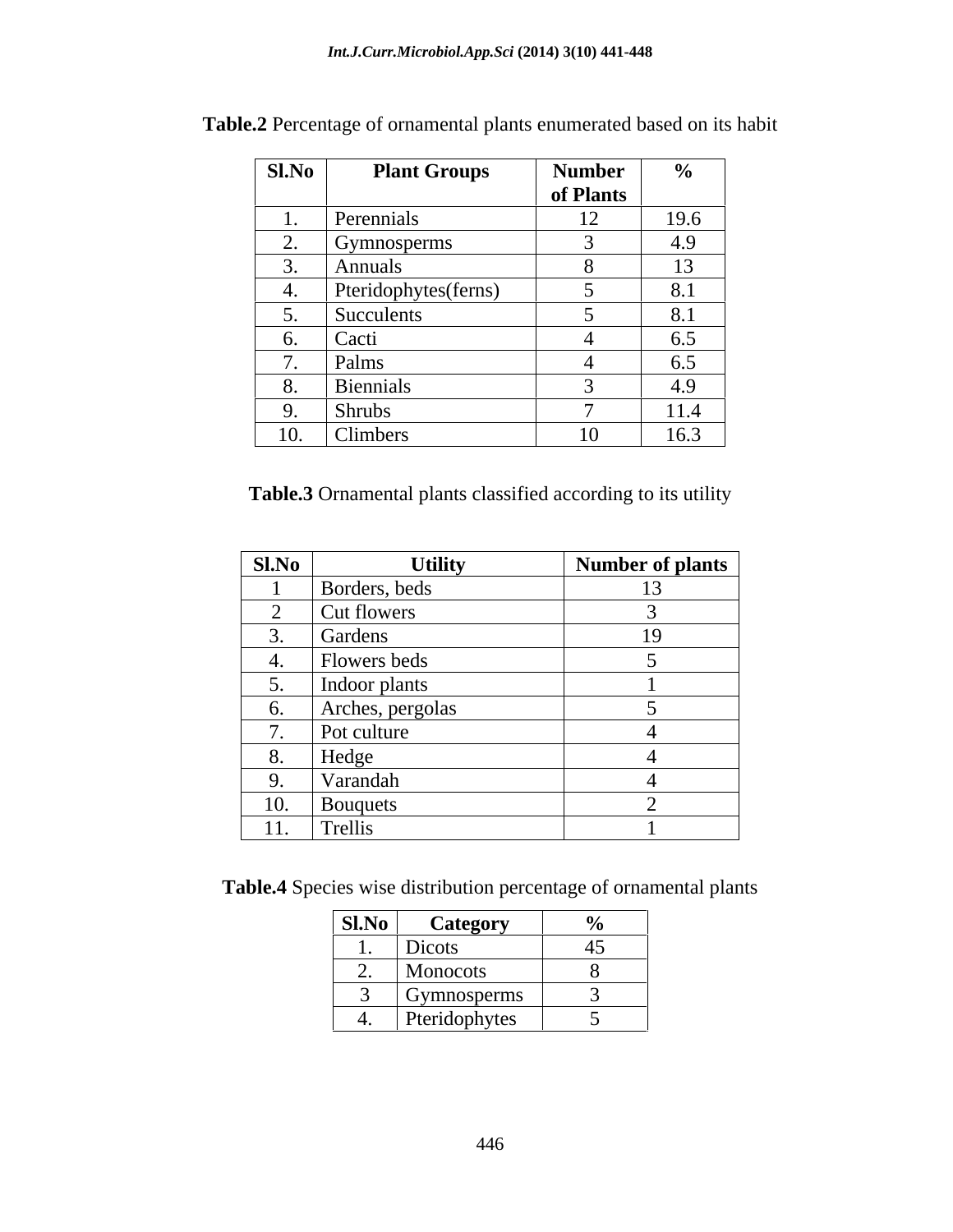**Table.2** Percentage of ornamental plants enumerated based on its habit

| Sl.No | Plant Groups | Number of Plants | % |
|---|---|---|---|
| 1. | Perennials | 12 | 19.6 |
| 2. | Gymnosperms | 3 | 4.9 |
| 3. | Annuals | 8 | 13 |
| 4. | Pteridophytes(ferns) | 5 | 8.1 |
| 5. | Succulents | 5 | 8.1 |
| 6. | Cacti | 4 | 6.5 |
| 7. | Palms | 4 | 6.5 |
| 8. | Biennials | 3 | 4.9 |
| 9. | Shrubs | 7 | 11.4 |
| 10. | Climbers | 10 | 16.3 |

**Table.3** Ornamental plants classified according to its utility

| Sl.No | Utility | Number of plants |
|---|---|---|
| 1 | Borders, beds | 13 |
| 2 | Cut flowers | 3 |
| 3. | Gardens | 19 |
| 4. | Flowers beds | 5 |
| 5. | Indoor plants | 1 |
| 6. | Arches, pergolas | 5 |
| 7. | Pot culture | 4 |
| 8. | Hedge | 4 |
| 9. | Varandah | 4 |
| 10. | Bouquets | 2 |
| 11. | Trellis | 1 |

**Table.4** Species wise distribution percentage of ornamental plants

| Sl.No | Category | % |
|---|---|---|
| 1. | Dicots | 45 |
| 2. | Monocots | 8 |
| 3 | Gymnosperms | 3 |
| 4. | Pteridophytes | 5 |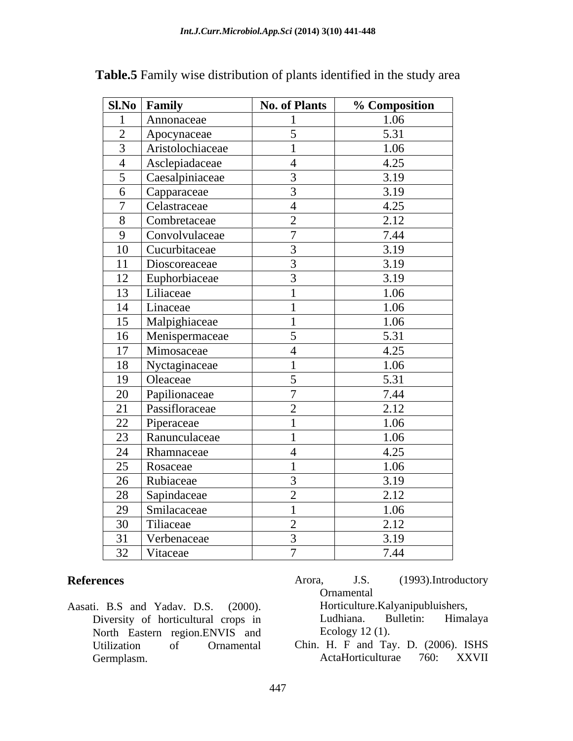**Table.5** Family wise distribution of plants identified in the study area

| Sl.No | Family | No. of Plants | % Composition |
|---|---|---|---|
| 1 | Annonaceae | 1 | 1.06 |
| 2 | Apocynaceae | 5 | 5.31 |
| 3 | Aristolochiaceae | 1 | 1.06 |
| 4 | Asclepiadaceae | 4 | 4.25 |
| 5 | Caesalpiniaceae | 3 | 3.19 |
| 6 | Capparaceae | 3 | 3.19 |
| 7 | Celastraceae | 4 | 4.25 |
| 8 | Combretaceae | 2 | 2.12 |
| 9 | Convolvulaceae | 7 | 7.44 |
| 10 | Cucurbitaceae | 3 | 3.19 |
| 11 | Dioscoreaceae | 3 | 3.19 |
| 12 | Euphorbiaceae | 3 | 3.19 |
| 13 | Liliaceae | 1 | 1.06 |
| 14 | Linaceae | 1 | 1.06 |
| 15 | Malpighiaceae | 1 | 1.06 |
| 16 | Menispermaceae | 5 | 5.31 |
| 17 | Mimosaceae | 4 | 4.25 |
| 18 | Nyctaginaceae | 1 | 1.06 |
| 19 | Oleaceae | 5 | 5.31 |
| 20 | Papilionaceae | 7 | 7.44 |
| 21 | Passifloraceae | 2 | 2.12 |
| 22 | Piperaceae | 1 | 1.06 |
| 23 | Ranunculaceae | 1 | 1.06 |
| 24 | Rhamnaceae | 4 | 4.25 |
| 25 | Rosaceae | 1 | 1.06 |
| 26 | Rubiaceae | 3 | 3.19 |
| 28 | Sapindaceae | 2 | 2.12 |
| 29 | Smilacaceae | 1 | 1.06 |
| 30 | Tiliaceae | 2 | 2.12 |
| 31 | Verbenaceae | 3 | 3.19 |
| 32 | Vitaceae | 7 | 7.44 |

## References

Aasati. B.S and Yadav. D.S. (2000). Diversity of horticultural crops in North Eastern region.ENVIS and Utilization of Ornamental Germplasm.

Arora, J.S. (1993).Introductory Ornamental Horticulture.Kalyanipubluishers, Ludhiana. Bulletin: Himalaya Ecology 12 (1).

Chin. H. F and Tay. D. (2006). ISHS ActaHorticulturae 760: XXVII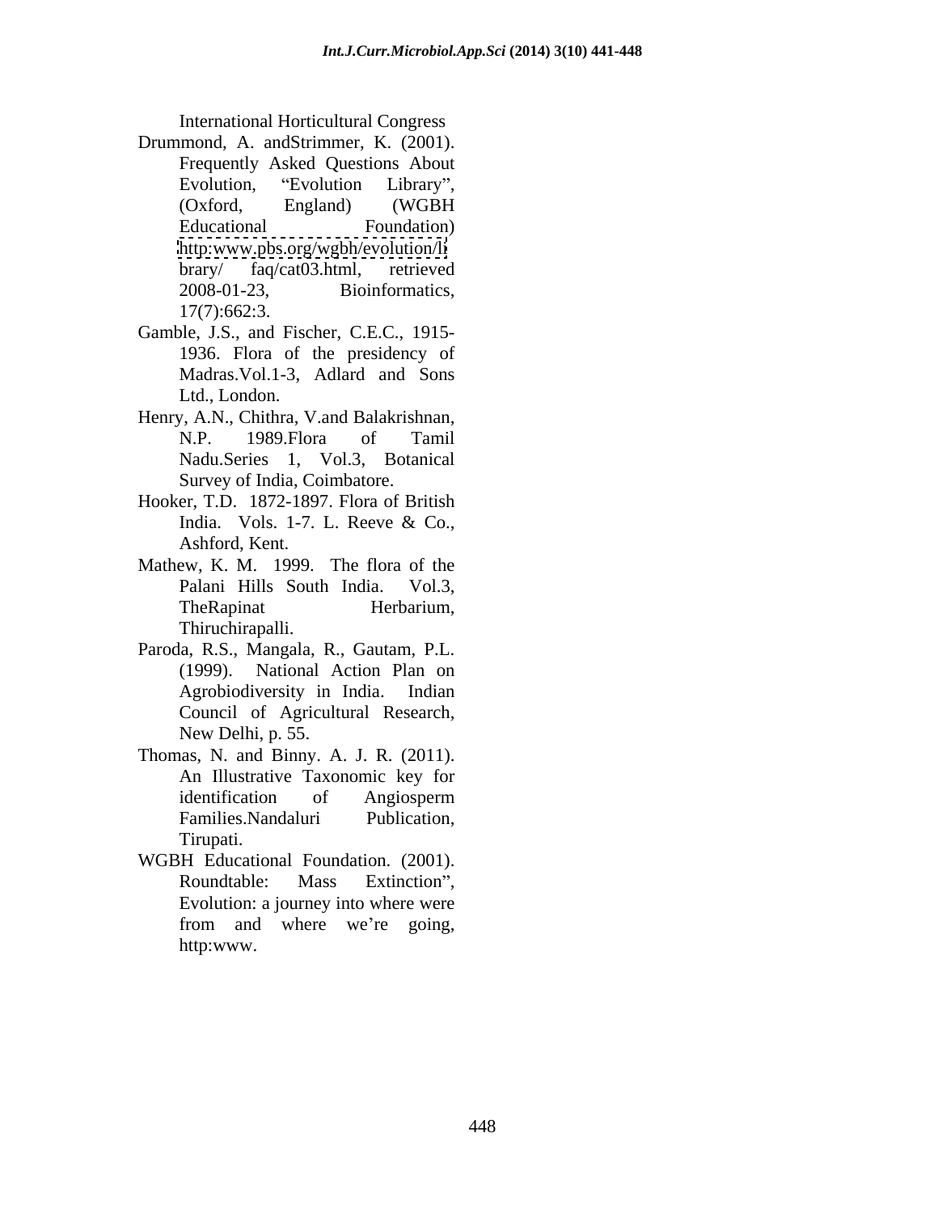International Horticultural Congress

Drummond, A. andStrimmer, K. (2001). Frequently Asked Questions About Evolution, "Evolution Library", (Oxford, England) (WGBH Educational Foundation) http:www.pbs.org/wgbh/evolution/library/ faq/cat03.html, retrieved 2008-01-23, Bioinformatics, 17(7):662:3.

Gamble, J.S., and Fischer, C.E.C., 1915-1936. Flora of the presidency of Madras.Vol.1-3, Adlard and Sons Ltd., London.

Henry, A.N., Chithra, V.and Balakrishnan, N.P. 1989.Flora of Tamil Nadu.Series 1, Vol.3, Botanical Survey of India, Coimbatore.

Hooker, T.D. 1872-1897. Flora of British India. Vols. 1-7. L. Reeve & Co., Ashford, Kent.

Mathew, K. M. 1999. The flora of the Palani Hills South India. Vol.3, TheRapinat Herbarium, Thiruchirapalli.

Paroda, R.S., Mangala, R., Gautam, P.L. (1999). National Action Plan on Agrobiodiversity in India. Indian Council of Agricultural Research, New Delhi, p. 55.

Thomas, N. and Binny. A. J. R. (2011). An Illustrative Taxonomic key for identification of Angiosperm Families.Nandaluri Publication, Tirupati.

WGBH Educational Foundation. (2001). Roundtable: Mass Extinction", Evolution: a journey into where were from and where we're going, http:www.